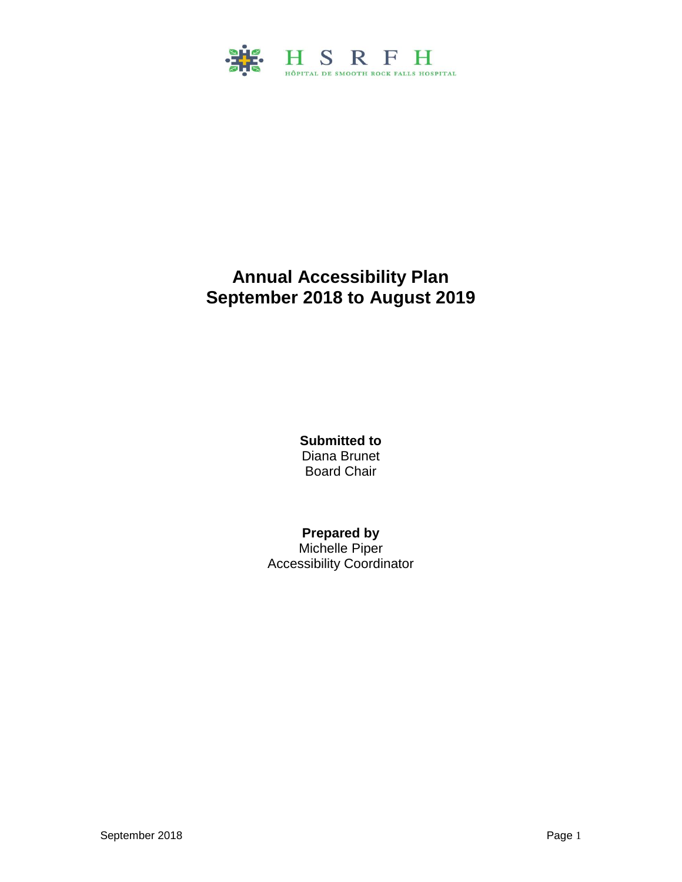H S R F H

HÔPITAL DE SMOOTH ROCK FALLS HOSPITAL

# Annual Accessibility Plan
# September 2018 to August 2019

**Submitted to**
Diana Brunet
Board Chair

**Prepared by**
Michelle Piper
Accessibility Coordinator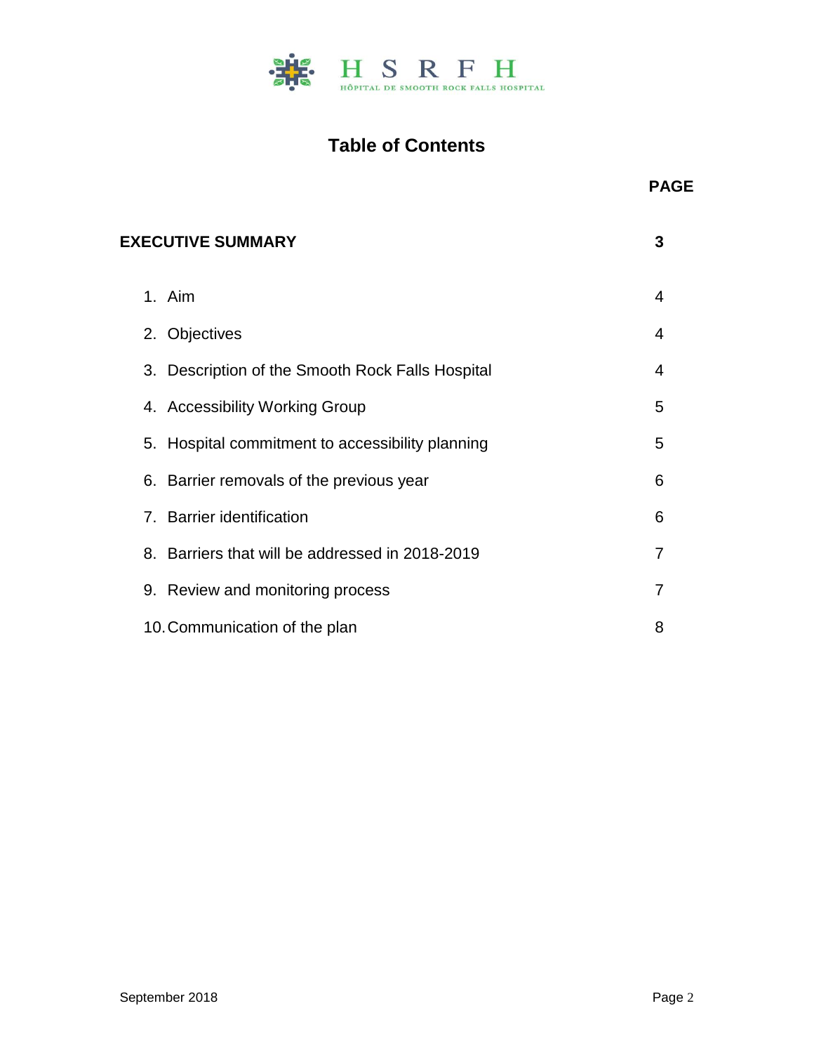HSRFH
HÔPITAL DE SMOOTH ROCK FALLS HOSPITAL

# Table of Contents

| | PAGE |
|---|---|
| **EXECUTIVE SUMMARY** | **3** |
| 1. Aim | 4 |
| 2. Objectives | 4 |
| 3. Description of the Smooth Rock Falls Hospital | 4 |
| 4. Accessibility Working Group | 5 |
| 5. Hospital commitment to accessibility planning | 5 |
| 6. Barrier removals of the previous year | 6 |
| 7. Barrier identification | 6 |
| 8. Barriers that will be addressed in 2018-2019 | 7 |
| 9. Review and monitoring process | 7 |
| 10. Communication of the plan | 8 |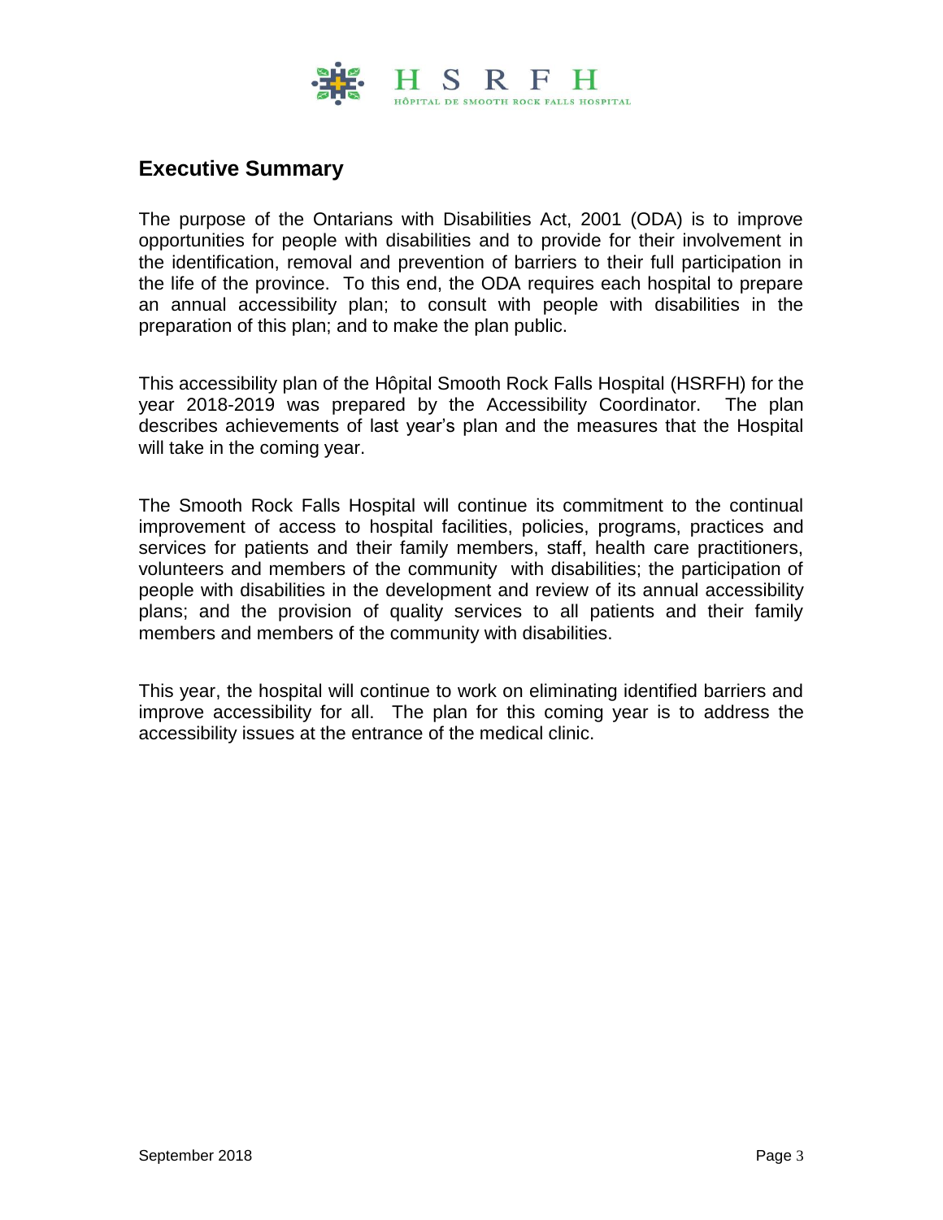## Executive Summary

The purpose of the Ontarians with Disabilities Act, 2001 (ODA) is to improve opportunities for people with disabilities and to provide for their involvement in the identification, removal and prevention of barriers to their full participation in the life of the province. To this end, the ODA requires each hospital to prepare an annual accessibility plan; to consult with people with disabilities in the preparation of this plan; and to make the plan public.

This accessibility plan of the Hôpital Smooth Rock Falls Hospital (HSRFH) for the year 2018-2019 was prepared by the Accessibility Coordinator. The plan describes achievements of last year's plan and the measures that the Hospital will take in the coming year.

The Smooth Rock Falls Hospital will continue its commitment to the continual improvement of access to hospital facilities, policies, programs, practices and services for patients and their family members, staff, health care practitioners, volunteers and members of the community with disabilities; the participation of people with disabilities in the development and review of its annual accessibility plans; and the provision of quality services to all patients and their family members and members of the community with disabilities.

This year, the hospital will continue to work on eliminating identified barriers and improve accessibility for all. The plan for this coming year is to address the accessibility issues at the entrance of the medical clinic.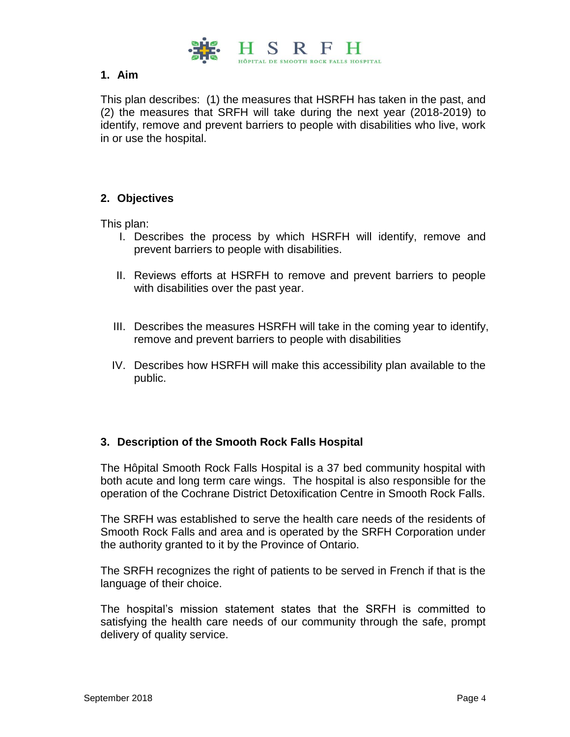## 1. Aim

This plan describes: (1) the measures that HSRFH has taken in the past, and (2) the measures that SRFH will take during the next year (2018-2019) to identify, remove and prevent barriers to people with disabilities who live, work in or use the hospital.

## 2. Objectives

This plan:

I. Describes the process by which HSRFH will identify, remove and prevent barriers to people with disabilities.

II. Reviews efforts at HSRFH to remove and prevent barriers to people with disabilities over the past year.

III. Describes the measures HSRFH will take in the coming year to identify, remove and prevent barriers to people with disabilities

IV. Describes how HSRFH will make this accessibility plan available to the public.

## 3. Description of the Smooth Rock Falls Hospital

The Hôpital Smooth Rock Falls Hospital is a 37 bed community hospital with both acute and long term care wings. The hospital is also responsible for the operation of the Cochrane District Detoxification Centre in Smooth Rock Falls.

The SRFH was established to serve the health care needs of the residents of Smooth Rock Falls and area and is operated by the SRFH Corporation under the authority granted to it by the Province of Ontario.

The SRFH recognizes the right of patients to be served in French if that is the language of their choice.

The hospital's mission statement states that the SRFH is committed to satisfying the health care needs of our community through the safe, prompt delivery of quality service.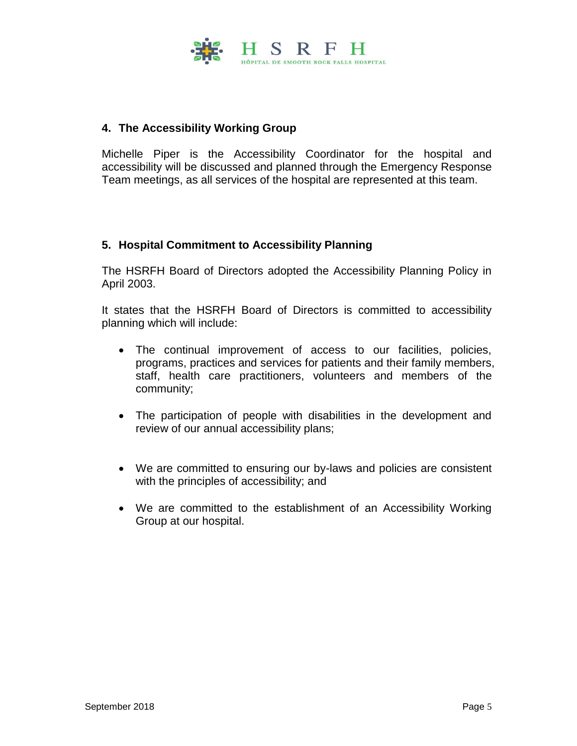## 4. The Accessibility Working Group

Michelle Piper is the Accessibility Coordinator for the hospital and accessibility will be discussed and planned through the Emergency Response Team meetings, as all services of the hospital are represented at this team.

## 5. Hospital Commitment to Accessibility Planning

The HSRFH Board of Directors adopted the Accessibility Planning Policy in April 2003.

It states that the HSRFH Board of Directors is committed to accessibility planning which will include:

- The continual improvement of access to our facilities, policies, programs, practices and services for patients and their family members, staff, health care practitioners, volunteers and members of the community;
- The participation of people with disabilities in the development and review of our annual accessibility plans;
- We are committed to ensuring our by-laws and policies are consistent with the principles of accessibility; and
- We are committed to the establishment of an Accessibility Working Group at our hospital.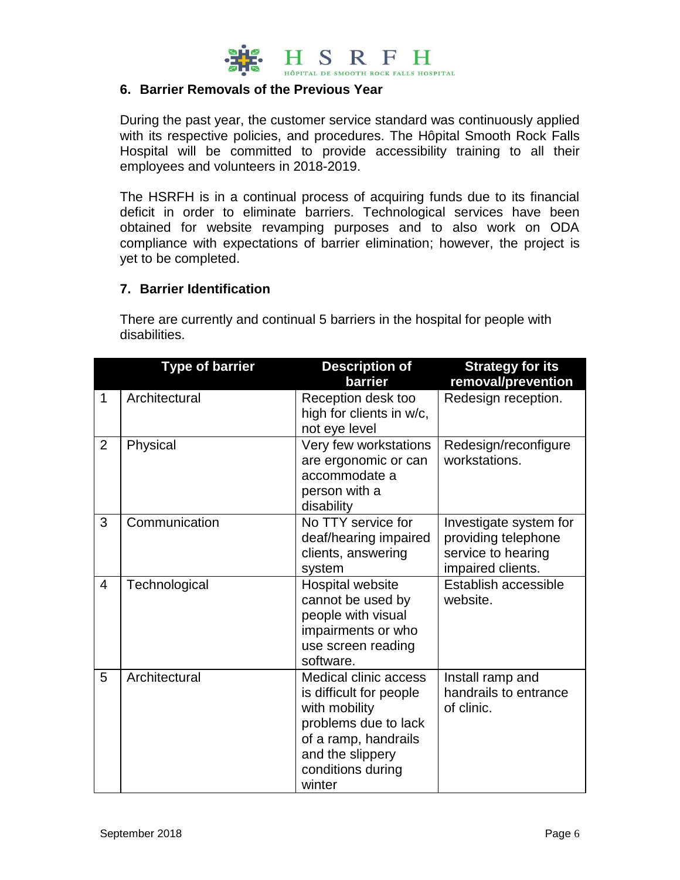## 6. Barrier Removals of the Previous Year

During the past year, the customer service standard was continuously applied with its respective policies, and procedures. The Hôpital Smooth Rock Falls Hospital will be committed to provide accessibility training to all their employees and volunteers in 2018-2019.

The HSRFH is in a continual process of acquiring funds due to its financial deficit in order to eliminate barriers. Technological services have been obtained for website revamping purposes and to also work on ODA compliance with expectations of barrier elimination; however, the project is yet to be completed.

## 7. Barrier Identification

There are currently and continual 5 barriers in the hospital for people with disabilities.

| | Type of barrier | Description of barrier | Strategy for its removal/prevention |
|---|---|---|---|
| 1 | Architectural | Reception desk too high for clients in w/c, not eye level | Redesign reception. |
| 2 | Physical | Very few workstations are ergonomic or can accommodate a person with a disability | Redesign/reconfigure workstations. |
| 3 | Communication | No TTY service for deaf/hearing impaired clients, answering system | Investigate system for providing telephone service to hearing impaired clients. |
| 4 | Technological | Hospital website cannot be used by people with visual impairments or who use screen reading software. | Establish accessible website. |
| 5 | Architectural | Medical clinic access is difficult for people with mobility problems due to lack of a ramp, handrails and the slippery conditions during winter | Install ramp and handrails to entrance of clinic. |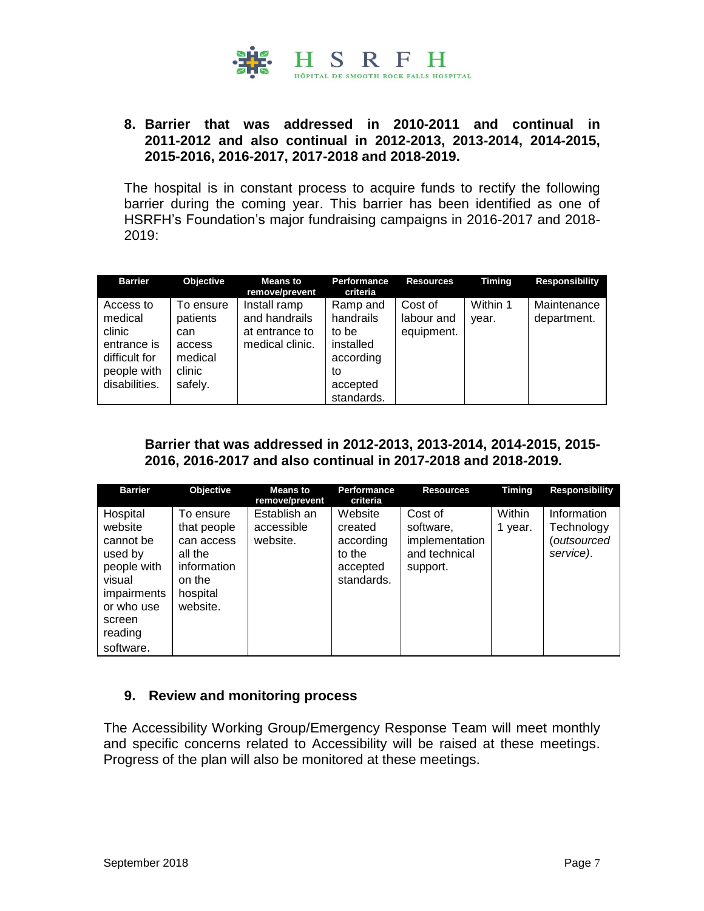## 8. Barrier that was addressed in 2010-2011 and continual in 2011-2012 and also continual in 2012-2013, 2013-2014, 2014-2015, 2015-2016, 2016-2017, 2017-2018 and 2018-2019.

The hospital is in constant process to acquire funds to rectify the following barrier during the coming year. This barrier has been identified as one of HSRFH's Foundation's major fundraising campaigns in 2016-2017 and 2018-2019:

| Barrier | Objective | Means to remove/prevent | Performance criteria | Resources | Timing | Responsibility |
|---|---|---|---|---|---|---|
| Access to medical clinic entrance is difficult for people with disabilities. | To ensure patients can access medical clinic safely. | Install ramp and handrails at entrance to medical clinic. | Ramp and handrails to be installed according to accepted standards. | Cost of labour and equipment. | Within 1 year. | Maintenance department. |

**Barrier that was addressed in 2012-2013, 2013-2014, 2014-2015, 2015-2016, 2016-2017 and also continual in 2017-2018 and 2018-2019.**

| Barrier | Objective | Means to remove/prevent | Performance criteria | Resources | Timing | Responsibility |
|---|---|---|---|---|---|---|
| Hospital website cannot be used by people with visual impairments or who use screen reading software. | To ensure that people can access all the information on the hospital website. | Establish an accessible website. | Website created according to the accepted standards. | Cost of software, implementation and technical support. | Within 1 year. | Information Technology (*outsourced service)*. |

## 9. Review and monitoring process

The Accessibility Working Group/Emergency Response Team will meet monthly and specific concerns related to Accessibility will be raised at these meetings. Progress of the plan will also be monitored at these meetings.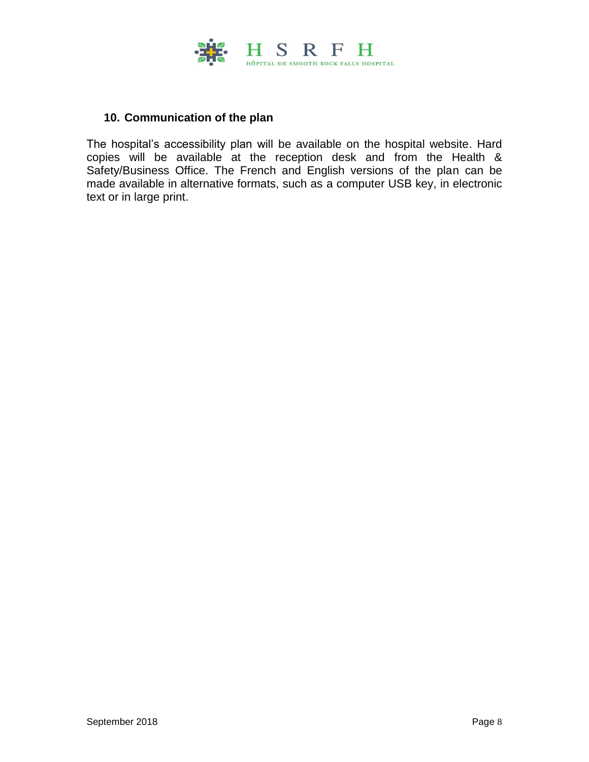## 10. Communication of the plan

The hospital's accessibility plan will be available on the hospital website. Hard copies will be available at the reception desk and from the Health & Safety/Business Office. The French and English versions of the plan can be made available in alternative formats, such as a computer USB key, in electronic text or in large print.